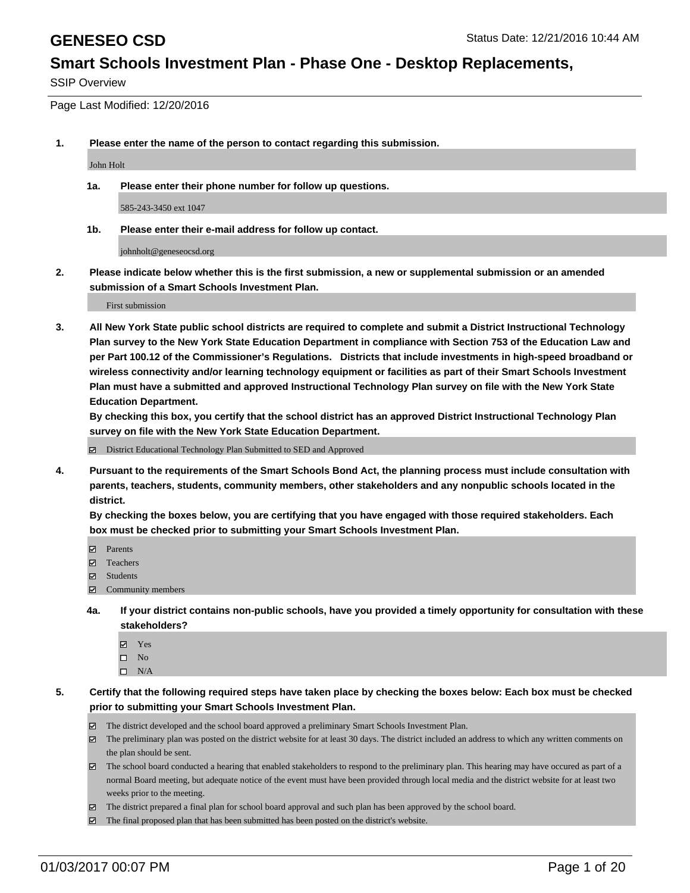# GENESEO CSD

Status Date: 12/21/2016 10:44 AM

## Smart Schools Investment Plan - Phase One - Desktop Replacements,

SSIP Overview

Page Last Modified: 12/20/2016

**1. Please enter the name of the person to contact regarding this submission.**

John Holt

**1a. Please enter their phone number for follow up questions.**

585-243-3450 ext 1047

**1b. Please enter their e-mail address for follow up contact.**

johnholt@geneseocsd.org

**2. Please indicate below whether this is the first submission, a new or supplemental submission or an amended submission of a Smart Schools Investment Plan.**

First submission

**3. All New York State public school districts are required to complete and submit a District Instructional Technology Plan survey to the New York State Education Department in compliance with Section 753 of the Education Law and per Part 100.12 of the Commissioner's Regulations. Districts that include investments in high-speed broadband or wireless connectivity and/or learning technology equipment or facilities as part of their Smart Schools Investment Plan must have a submitted and approved Instructional Technology Plan survey on file with the New York State Education Department.**
**By checking this box, you certify that the school district has an approved District Instructional Technology Plan survey on file with the New York State Education Department.**

- [x] District Educational Technology Plan Submitted to SED and Approved

**4. Pursuant to the requirements of the Smart Schools Bond Act, the planning process must include consultation with parents, teachers, students, community members, other stakeholders and any nonpublic schools located in the district.**
**By checking the boxes below, you are certifying that you have engaged with those required stakeholders. Each box must be checked prior to submitting your Smart Schools Investment Plan.**

- [x] Parents
- [x] Teachers
- [x] Students
- [x] Community members

**4a. If your district contains non-public schools, have you provided a timely opportunity for consultation with these stakeholders?**

- [x] Yes
- [ ] No
- [ ] N/A

**5. Certify that the following required steps have taken place by checking the boxes below: Each box must be checked prior to submitting your Smart Schools Investment Plan.**

- [x] The district developed and the school board approved a preliminary Smart Schools Investment Plan.
- [x] The preliminary plan was posted on the district website for at least 30 days. The district included an address to which any written comments on the plan should be sent.
- [x] The school board conducted a hearing that enabled stakeholders to respond to the preliminary plan. This hearing may have occured as part of a normal Board meeting, but adequate notice of the event must have been provided through local media and the district website for at least two weeks prior to the meeting.
- [x] The district prepared a final plan for school board approval and such plan has been approved by the school board.
- [x] The final proposed plan that has been submitted has been posted on the district's website.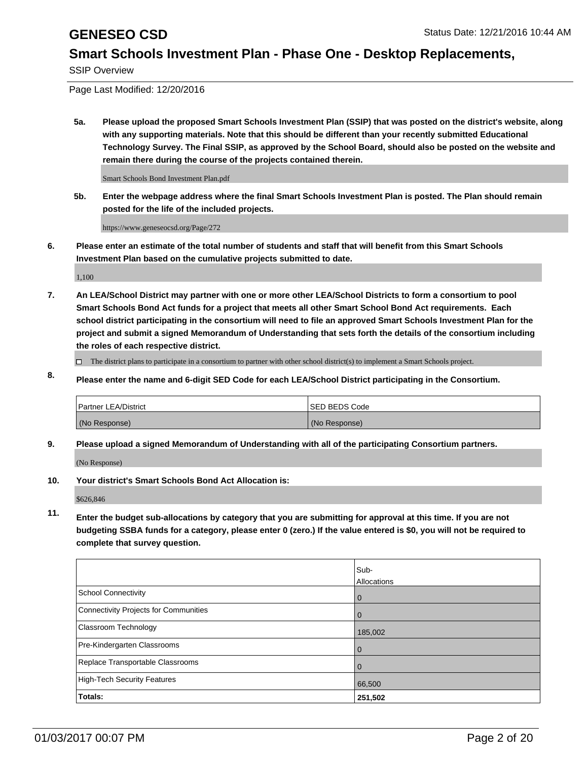**5a. Please upload the proposed Smart Schools Investment Plan (SSIP) that was posted on the district's website, along with any supporting materials. Note that this should be different than your recently submitted Educational Technology Survey. The Final SSIP, as approved by the School Board, should also be posted on the website and remain there during the course of the projects contained therein.**

Smart Schools Bond Investment Plan.pdf

**5b. Enter the webpage address where the final Smart Schools Investment Plan is posted. The Plan should remain posted for the life of the included projects.**

https://www.geneseocsd.org/Page/272

**6. Please enter an estimate of the total number of students and staff that will benefit from this Smart Schools Investment Plan based on the cumulative projects submitted to date.**

1,100

**7. An LEA/School District may partner with one or more other LEA/School Districts to form a consortium to pool Smart Schools Bond Act funds for a project that meets all other Smart School Bond Act requirements. Each school district participating in the consortium will need to file an approved Smart Schools Investment Plan for the project and submit a signed Memorandum of Understanding that sets forth the details of the consortium including the roles of each respective district.**

☐ The district plans to participate in a consortium to partner with other school district(s) to implement a Smart Schools project.

**8. Please enter the name and 6-digit SED Code for each LEA/School District participating in the Consortium.**

| Partner LEA/District | SED BEDS Code |
|---|---|
| (No Response) | (No Response) |

**9. Please upload a signed Memorandum of Understanding with all of the participating Consortium partners.**

(No Response)

**10. Your district's Smart Schools Bond Act Allocation is:**

$626,846

**11. Enter the budget sub-allocations by category that you are submitting for approval at this time. If you are not budgeting SSBA funds for a category, please enter 0 (zero.) If the value entered is $0, you will not be required to complete that survey question.**

| | Sub-Allocations |
|---|---|
| School Connectivity | 0 |
| Connectivity Projects for Communities | 0 |
| Classroom Technology | 185,002 |
| Pre-Kindergarten Classrooms | 0 |
| Replace Transportable Classrooms | 0 |
| High-Tech Security Features | 66,500 |
| **Totals:** | **251,502** |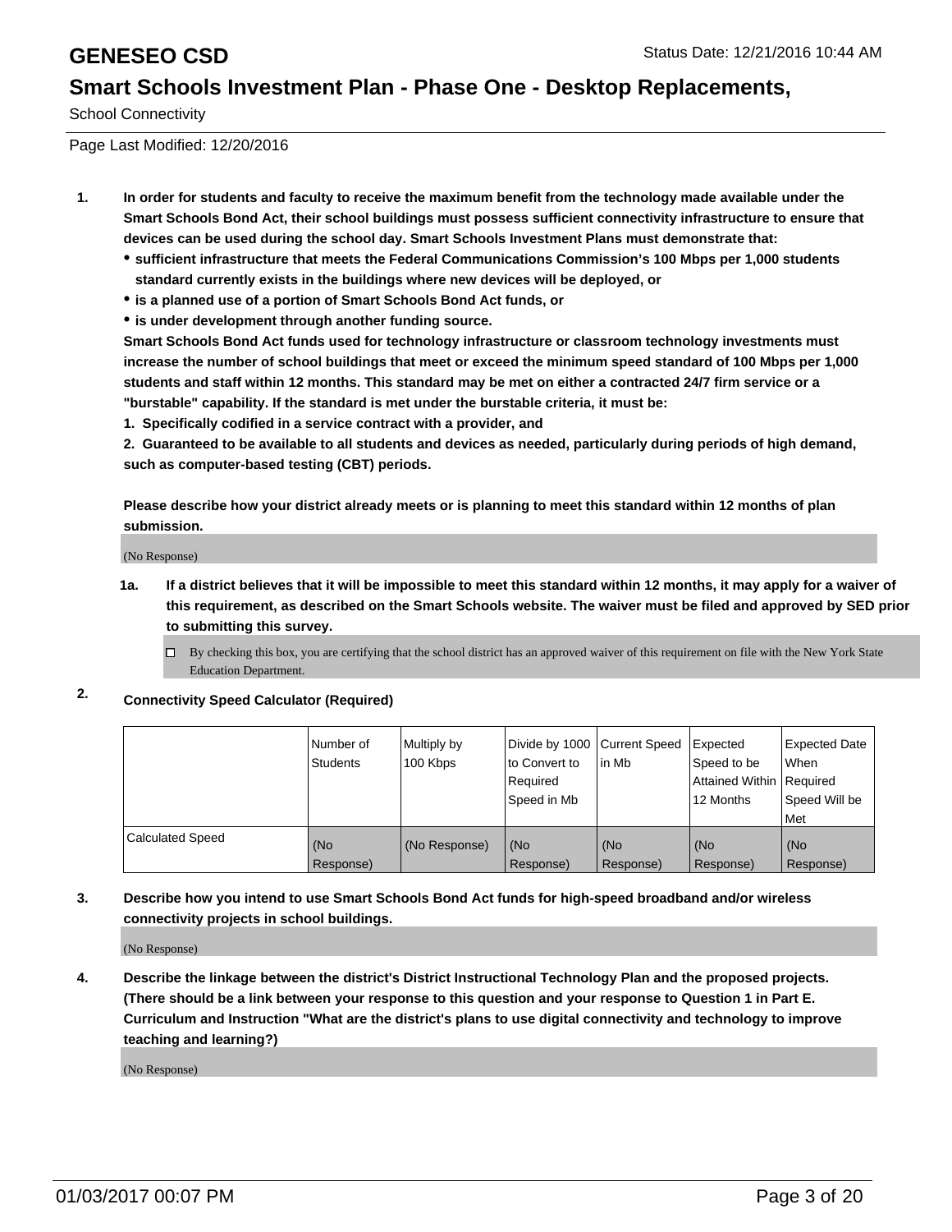# GENESEO CSD

Status Date: 12/21/2016 10:44 AM

## Smart Schools Investment Plan - Phase One - Desktop Replacements,

School Connectivity

Page Last Modified: 12/20/2016

**1. In order for students and faculty to receive the maximum benefit from the technology made available under the Smart Schools Bond Act, their school buildings must possess sufficient connectivity infrastructure to ensure that devices can be used during the school day. Smart Schools Investment Plans must demonstrate that:**

- **sufficient infrastructure that meets the Federal Communications Commission's 100 Mbps per 1,000 students standard currently exists in the buildings where new devices will be deployed, or**
- **is a planned use of a portion of Smart Schools Bond Act funds, or**
- **is under development through another funding source.**

**Smart Schools Bond Act funds used for technology infrastructure or classroom technology investments must increase the number of school buildings that meet or exceed the minimum speed standard of 100 Mbps per 1,000 students and staff within 12 months. This standard may be met on either a contracted 24/7 firm service or a "burstable" capability. If the standard is met under the burstable criteria, it must be:**

**1. Specifically codified in a service contract with a provider, and**

**2. Guaranteed to be available to all students and devices as needed, particularly during periods of high demand, such as computer-based testing (CBT) periods.**

**Please describe how your district already meets or is planning to meet this standard within 12 months of plan submission.**

(No Response)

**1a. If a district believes that it will be impossible to meet this standard within 12 months, it may apply for a waiver of this requirement, as described on the Smart Schools website. The waiver must be filed and approved by SED prior to submitting this survey.**

☐ By checking this box, you are certifying that the school district has an approved waiver of this requirement on file with the New York State Education Department.

**2. Connectivity Speed Calculator (Required)**

| | Number of Students | Multiply by 100 Kbps | Divide by 1000 to Convert to Required Speed in Mb | Current Speed in Mb | Expected Speed to be Attained Within 12 Months | Expected Date When Required Speed Will be Met |
|---|---|---|---|---|---|---|
| Calculated Speed | (No Response) | (No Response) | (No Response) | (No Response) | (No Response) | (No Response) |

**3. Describe how you intend to use Smart Schools Bond Act funds for high-speed broadband and/or wireless connectivity projects in school buildings.**

(No Response)

**4. Describe the linkage between the district's District Instructional Technology Plan and the proposed projects. (There should be a link between your response to this question and your response to Question 1 in Part E. Curriculum and Instruction "What are the district's plans to use digital connectivity and technology to improve teaching and learning?)**

(No Response)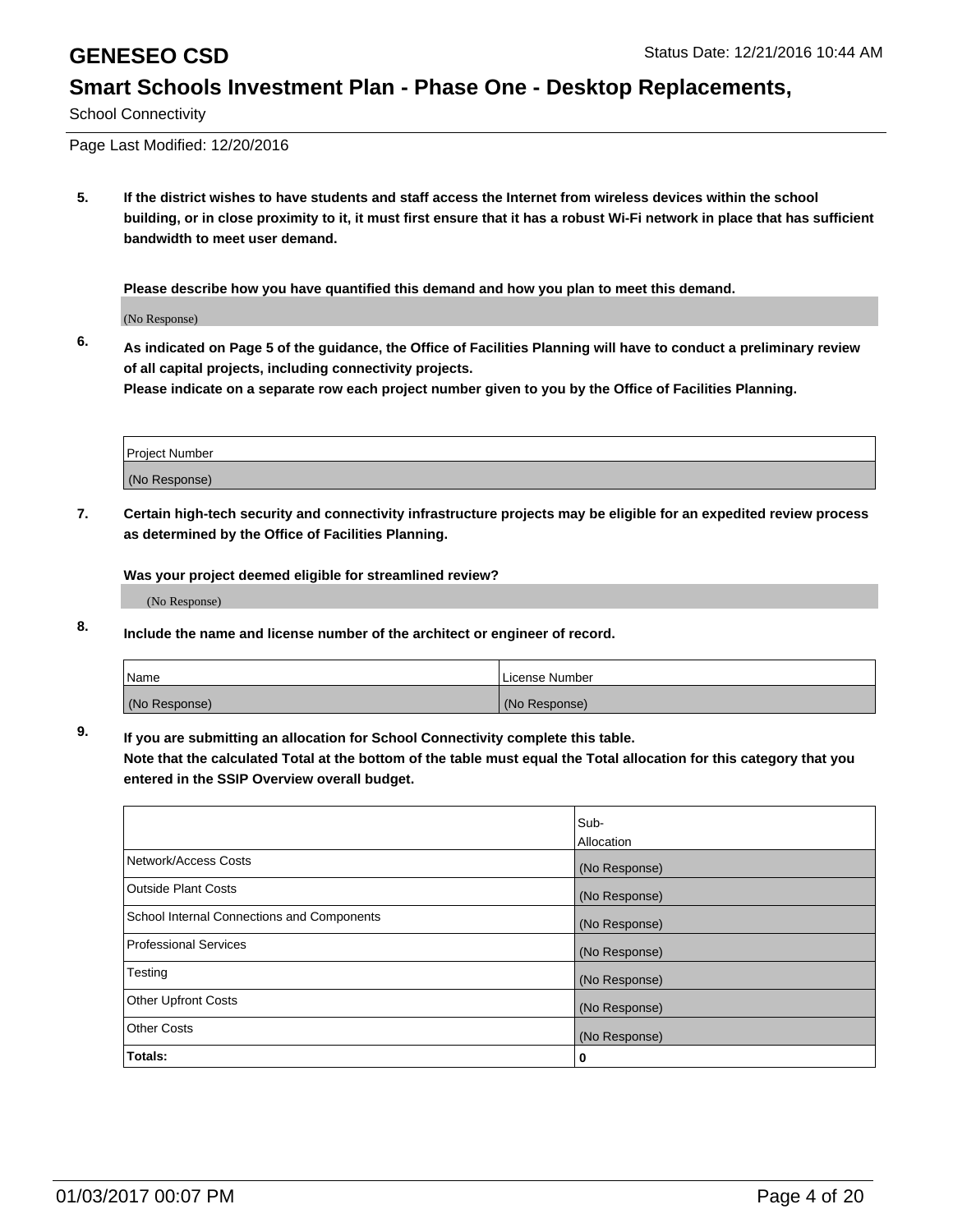5. **If the district wishes to have students and staff access the Internet from wireless devices within the school building, or in close proximity to it, it must first ensure that it has a robust Wi-Fi network in place that has sufficient bandwidth to meet user demand.**

   **Please describe how you have quantified this demand and how you plan to meet this demand.**

   (No Response)

6. **As indicated on Page 5 of the guidance, the Office of Facilities Planning will have to conduct a preliminary review of all capital projects, including connectivity projects.**
   **Please indicate on a separate row each project number given to you by the Office of Facilities Planning.**

| Project Number |
| --- |
| (No Response) |

7. **Certain high-tech security and connectivity infrastructure projects may be eligible for an expedited review process as determined by the Office of Facilities Planning.**

   **Was your project deemed eligible for streamlined review?**

   (No Response)

8. **Include the name and license number of the architect or engineer of record.**

| Name | License Number |
| --- | --- |
| (No Response) | (No Response) |

9. **If you are submitting an allocation for School Connectivity complete this table.**
   **Note that the calculated Total at the bottom of the table must equal the Total allocation for this category that you entered in the SSIP Overview overall budget.**

| | Sub-Allocation |
| --- | --- |
| Network/Access Costs | (No Response) |
| Outside Plant Costs | (No Response) |
| School Internal Connections and Components | (No Response) |
| Professional Services | (No Response) |
| Testing | (No Response) |
| Other Upfront Costs | (No Response) |
| Other Costs | (No Response) |
| **Totals:** | **0** |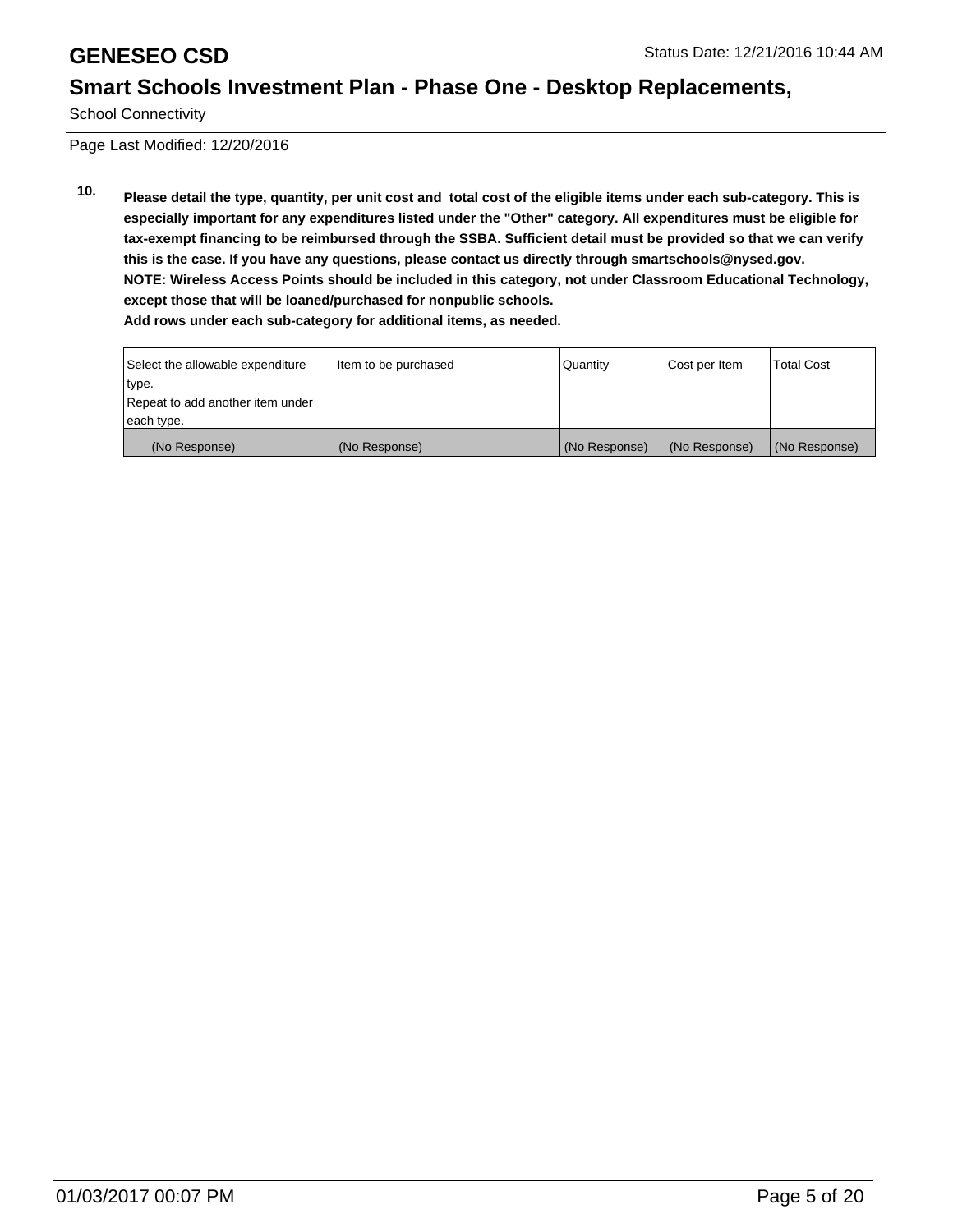School Connectivity

Page Last Modified: 12/20/2016

**10. Please detail the type, quantity, per unit cost and total cost of the eligible items under each sub-category. This is especially important for any expenditures listed under the "Other" category. All expenditures must be eligible for tax-exempt financing to be reimbursed through the SSBA. Sufficient detail must be provided so that we can verify this is the case. If you have any questions, please contact us directly through smartschools@nysed.gov.**
**NOTE: Wireless Access Points should be included in this category, not under Classroom Educational Technology, except those that will be loaned/purchased for nonpublic schools.**
**Add rows under each sub-category for additional items, as needed.**

| Select the allowable expenditure type. Repeat to add another item under each type. | Item to be purchased | Quantity | Cost per Item | Total Cost |
|---|---|---|---|---|
| (No Response) | (No Response) | (No Response) | (No Response) | (No Response) |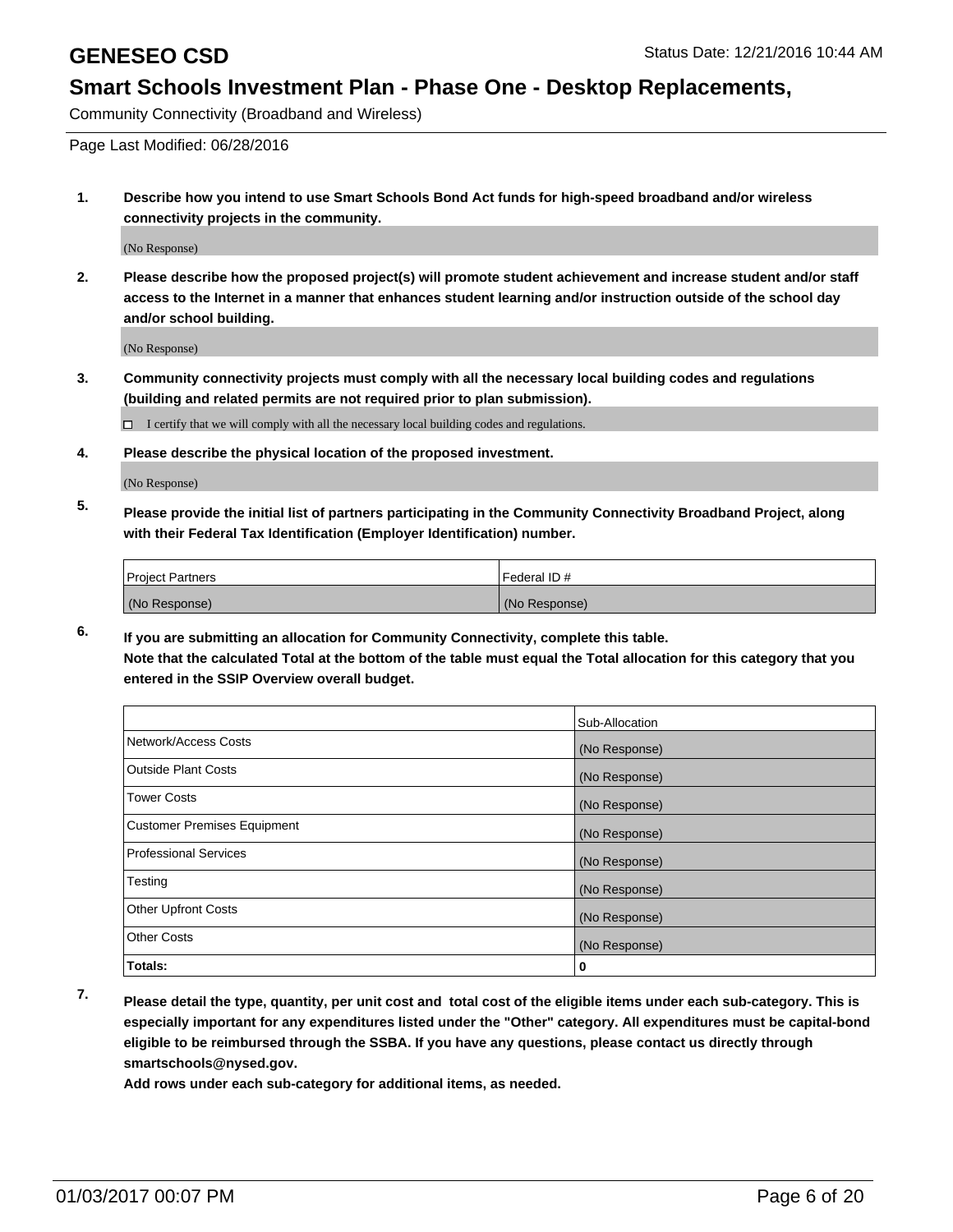# GENESEO CSD

Status Date: 12/21/2016 10:44 AM

## Smart Schools Investment Plan - Phase One - Desktop Replacements,

Community Connectivity (Broadband and Wireless)

Page Last Modified: 06/28/2016

**1. Describe how you intend to use Smart Schools Bond Act funds for high-speed broadband and/or wireless connectivity projects in the community.**

(No Response)

**2. Please describe how the proposed project(s) will promote student achievement and increase student and/or staff access to the Internet in a manner that enhances student learning and/or instruction outside of the school day and/or school building.**

(No Response)

**3. Community connectivity projects must comply with all the necessary local building codes and regulations (building and related permits are not required prior to plan submission).**

☐ I certify that we will comply with all the necessary local building codes and regulations.

**4. Please describe the physical location of the proposed investment.**

(No Response)

**5. Please provide the initial list of partners participating in the Community Connectivity Broadband Project, along with their Federal Tax Identification (Employer Identification) number.**

| Project Partners | Federal ID # |
|---|---|
| (No Response) | (No Response) |

**6. If you are submitting an allocation for Community Connectivity, complete this table. Note that the calculated Total at the bottom of the table must equal the Total allocation for this category that you entered in the SSIP Overview overall budget.**

| | Sub-Allocation |
|---|---|
| Network/Access Costs | (No Response) |
| Outside Plant Costs | (No Response) |
| Tower Costs | (No Response) |
| Customer Premises Equipment | (No Response) |
| Professional Services | (No Response) |
| Testing | (No Response) |
| Other Upfront Costs | (No Response) |
| Other Costs | (No Response) |
| **Totals:** | **0** |

**7. Please detail the type, quantity, per unit cost and total cost of the eligible items under each sub-category. This is especially important for any expenditures listed under the "Other" category. All expenditures must be capital-bond eligible to be reimbursed through the SSBA. If you have any questions, please contact us directly through smartschools@nysed.gov.**

**Add rows under each sub-category for additional items, as needed.**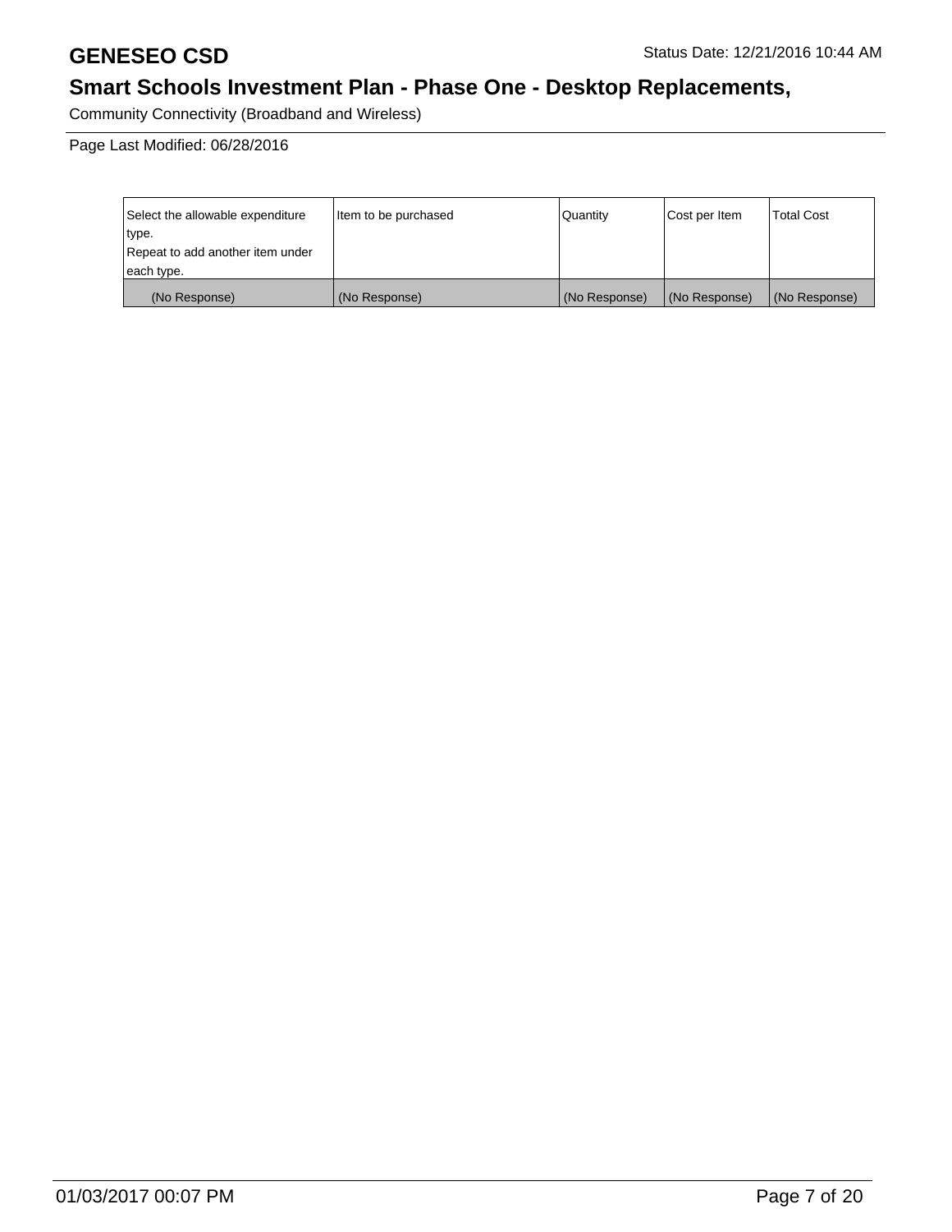| Select the allowable expenditure type. Repeat to add another item under each type. | Item to be purchased | Quantity | Cost per Item | Total Cost |
|---|---|---|---|---|
| (No Response) | (No Response) | (No Response) | (No Response) | (No Response) |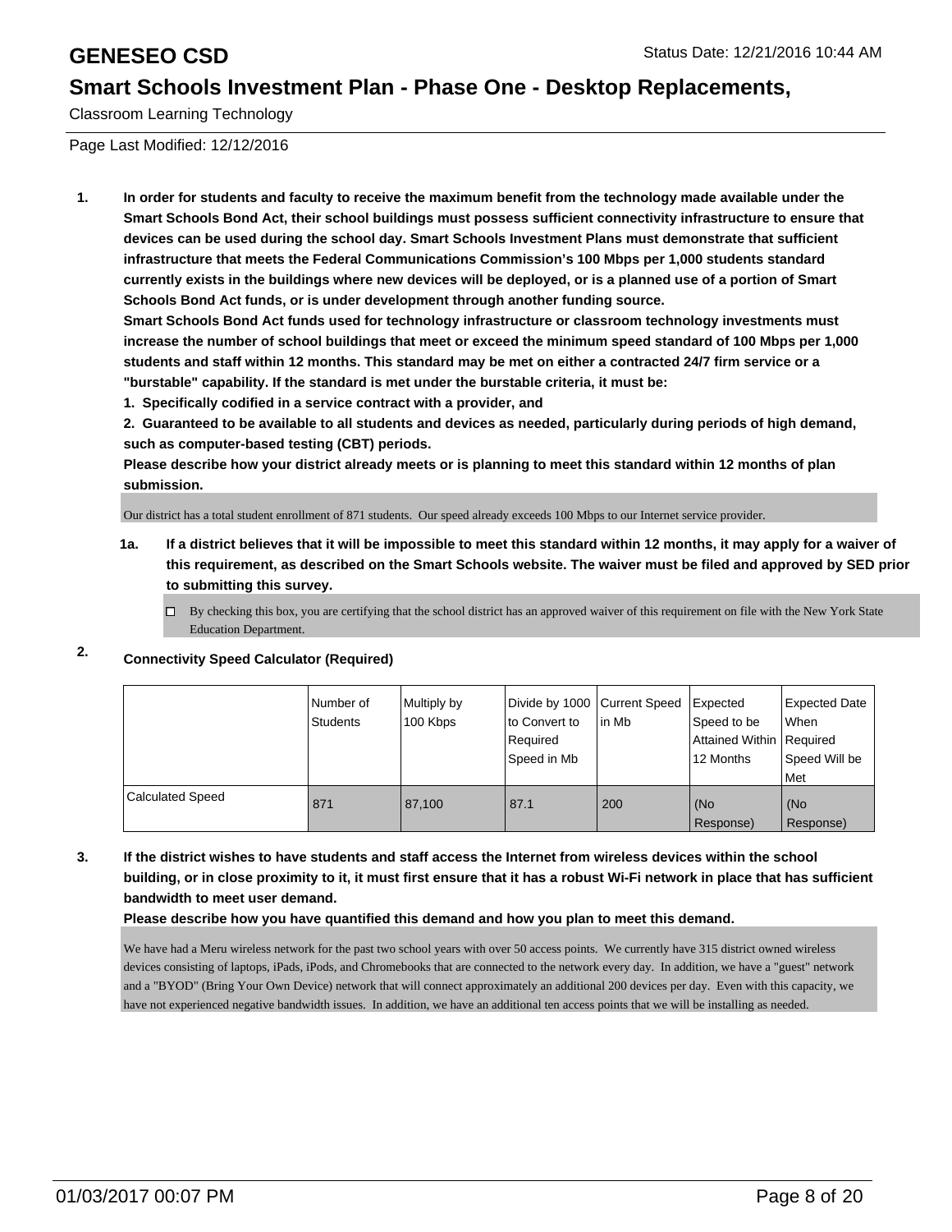# GENESEO CSD

## Smart Schools Investment Plan - Phase One - Desktop Replacements,

Classroom Learning Technology

Page Last Modified: 12/12/2016

1. **In order for students and faculty to receive the maximum benefit from the technology made available under the Smart Schools Bond Act, their school buildings must possess sufficient connectivity infrastructure to ensure that devices can be used during the school day. Smart Schools Investment Plans must demonstrate that sufficient infrastructure that meets the Federal Communications Commission's 100 Mbps per 1,000 students standard currently exists in the buildings where new devices will be deployed, or is a planned use of a portion of Smart Schools Bond Act funds, or is under development through another funding source.**

   **Smart Schools Bond Act funds used for technology infrastructure or classroom technology investments must increase the number of school buildings that meet or exceed the minimum speed standard of 100 Mbps per 1,000 students and staff within 12 months. This standard may be met on either a contracted 24/7 firm service or a "burstable" capability. If the standard is met under the burstable criteria, it must be:**

   **1. Specifically codified in a service contract with a provider, and**

   **2. Guaranteed to be available to all students and devices as needed, particularly during periods of high demand, such as computer-based testing (CBT) periods.**

   **Please describe how your district already meets or is planning to meet this standard within 12 months of plan submission.**

   Our district has a total student enrollment of 871 students. Our speed already exceeds 100 Mbps to our Internet service provider.

   **1a. If a district believes that it will be impossible to meet this standard within 12 months, it may apply for a waiver of this requirement, as described on the Smart Schools website. The waiver must be filed and approved by SED prior to submitting this survey.**

   ☐ By checking this box, you are certifying that the school district has an approved waiver of this requirement on file with the New York State Education Department.

2. **Connectivity Speed Calculator (Required)**

| | Number of Students | Multiply by 100 Kbps | Divide by 1000 to Convert to Required Speed in Mb | Current Speed in Mb | Expected Speed to be Attained Within 12 Months | Expected Date When Required Speed Will be Met |
|---|---|---|---|---|---|---|
| Calculated Speed | 871 | 87,100 | 87.1 | 200 | (No Response) | (No Response) |

3. **If the district wishes to have students and staff access the Internet from wireless devices within the school building, or in close proximity to it, it must first ensure that it has a robust Wi-Fi network in place that has sufficient bandwidth to meet user demand.**

   **Please describe how you have quantified this demand and how you plan to meet this demand.**

   We have had a Meru wireless network for the past two school years with over 50 access points. We currently have 315 district owned wireless devices consisting of laptops, iPads, iPods, and Chromebooks that are connected to the network every day. In addition, we have a "guest" network and a "BYOD" (Bring Your Own Device) network that will connect approximately an additional 200 devices per day. Even with this capacity, we have not experienced negative bandwidth issues. In addition, we have an additional ten access points that we will be installing as needed.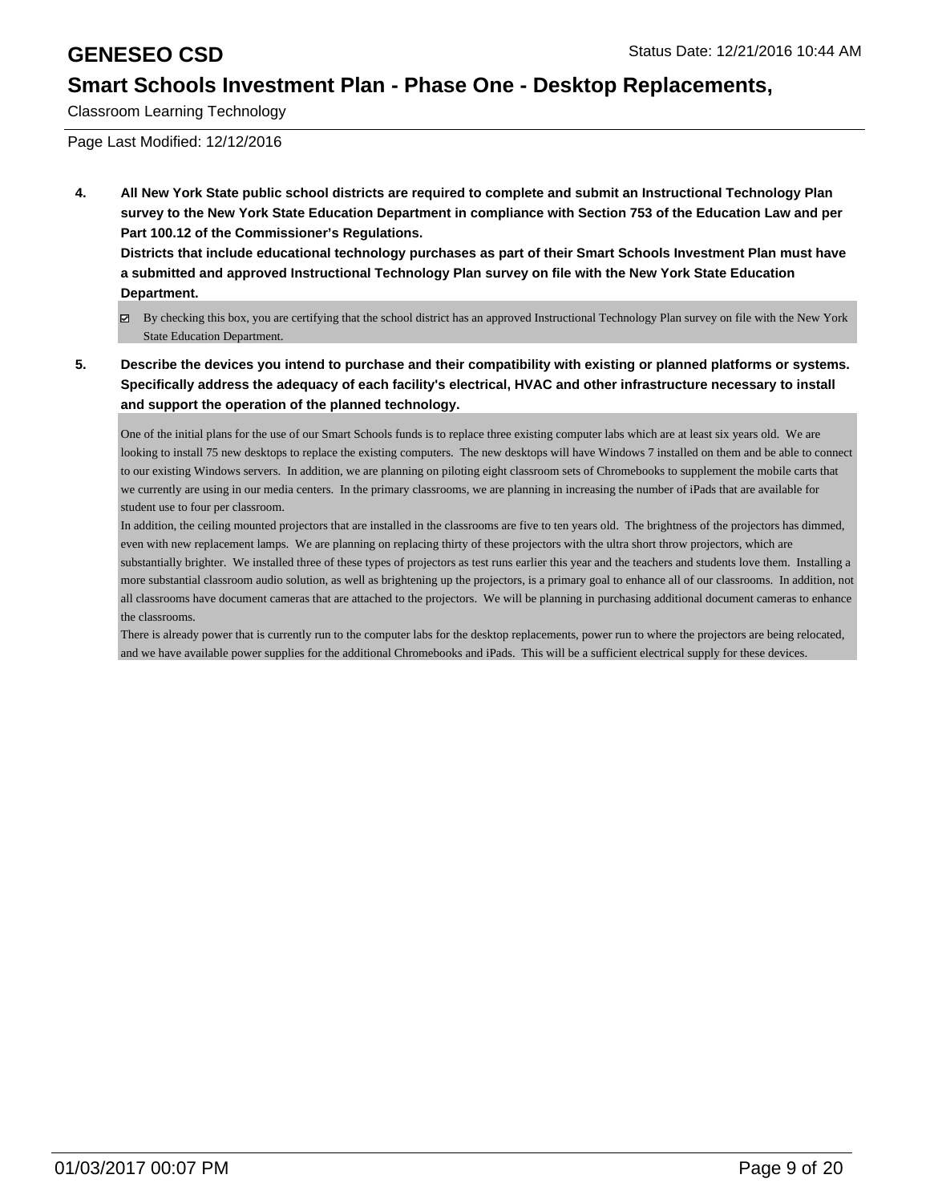**4. All New York State public school districts are required to complete and submit an Instructional Technology Plan survey to the New York State Education Department in compliance with Section 753 of the Education Law and per Part 100.12 of the Commissioner's Regulations.**
**Districts that include educational technology purchases as part of their Smart Schools Investment Plan must have a submitted and approved Instructional Technology Plan survey on file with the New York State Education Department.**

☑ By checking this box, you are certifying that the school district has an approved Instructional Technology Plan survey on file with the New York State Education Department.

**5. Describe the devices you intend to purchase and their compatibility with existing or planned platforms or systems. Specifically address the adequacy of each facility's electrical, HVAC and other infrastructure necessary to install and support the operation of the planned technology.**

One of the initial plans for the use of our Smart Schools funds is to replace three existing computer labs which are at least six years old. We are looking to install 75 new desktops to replace the existing computers. The new desktops will have Windows 7 installed on them and be able to connect to our existing Windows servers. In addition, we are planning on piloting eight classroom sets of Chromebooks to supplement the mobile carts that we currently are using in our media centers. In the primary classrooms, we are planning in increasing the number of iPads that are available for student use to four per classroom.
In addition, the ceiling mounted projectors that are installed in the classrooms are five to ten years old. The brightness of the projectors has dimmed, even with new replacement lamps. We are planning on replacing thirty of these projectors with the ultra short throw projectors, which are substantially brighter. We installed three of these types of projectors as test runs earlier this year and the teachers and students love them. Installing a more substantial classroom audio solution, as well as brightening up the projectors, is a primary goal to enhance all of our classrooms. In addition, not all classrooms have document cameras that are attached to the projectors. We will be planning in purchasing additional document cameras to enhance the classrooms.
There is already power that is currently run to the computer labs for the desktop replacements, power run to where the projectors are being relocated, and we have available power supplies for the additional Chromebooks and iPads. This will be a sufficient electrical supply for these devices.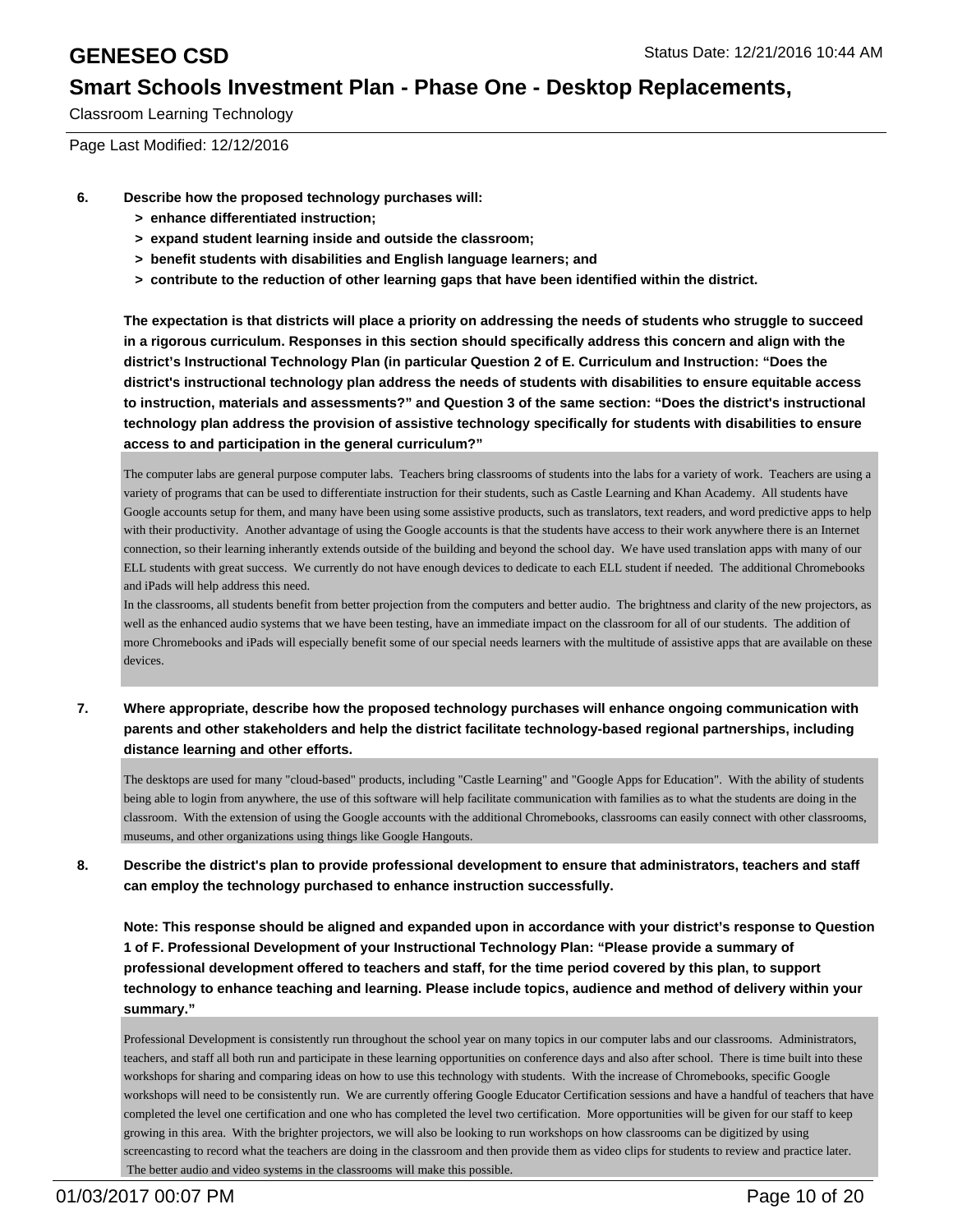6. **Describe how the proposed technology purchases will:**
   - **> enhance differentiated instruction;**
   - **> expand student learning inside and outside the classroom;**
   - **> benefit students with disabilities and English language learners; and**
   - **> contribute to the reduction of other learning gaps that have been identified within the district.**

   **The expectation is that districts will place a priority on addressing the needs of students who struggle to succeed in a rigorous curriculum. Responses in this section should specifically address this concern and align with the district's Instructional Technology Plan (in particular Question 2 of E. Curriculum and Instruction: "Does the district's instructional technology plan address the needs of students with disabilities to ensure equitable access to instruction, materials and assessments?" and Question 3 of the same section: "Does the district's instructional technology plan address the provision of assistive technology specifically for students with disabilities to ensure access to and participation in the general curriculum?"**

   The computer labs are general purpose computer labs. Teachers bring classrooms of students into the labs for a variety of work. Teachers are using a variety of programs that can be used to differentiate instruction for their students, such as Castle Learning and Khan Academy. All students have Google accounts setup for them, and many have been using some assistive products, such as translators, text readers, and word predictive apps to help with their productivity. Another advantage of using the Google accounts is that the students have access to their work anywhere there is an Internet connection, so their learning inherantly extends outside of the building and beyond the school day. We have used translation apps with many of our ELL students with great success. We currently do not have enough devices to dedicate to each ELL student if needed. The additional Chromebooks and iPads will help address this need.

   In the classrooms, all students benefit from better projection from the computers and better audio. The brightness and clarity of the new projectors, as well as the enhanced audio systems that we have been testing, have an immediate impact on the classroom for all of our students. The addition of more Chromebooks and iPads will especially benefit some of our special needs learners with the multitude of assistive apps that are available on these devices.

7. **Where appropriate, describe how the proposed technology purchases will enhance ongoing communication with parents and other stakeholders and help the district facilitate technology-based regional partnerships, including distance learning and other efforts.**

   The desktops are used for many "cloud-based" products, including "Castle Learning" and "Google Apps for Education". With the ability of students being able to login from anywhere, the use of this software will help facilitate communication with families as to what the students are doing in the classroom. With the extension of using the Google accounts with the additional Chromebooks, classrooms can easily connect with other classrooms, museums, and other organizations using things like Google Hangouts.

8. **Describe the district's plan to provide professional development to ensure that administrators, teachers and staff can employ the technology purchased to enhance instruction successfully.**

   **Note: This response should be aligned and expanded upon in accordance with your district's response to Question 1 of F. Professional Development of your Instructional Technology Plan: "Please provide a summary of professional development offered to teachers and staff, for the time period covered by this plan, to support technology to enhance teaching and learning. Please include topics, audience and method of delivery within your summary."**

   Professional Development is consistently run throughout the school year on many topics in our computer labs and our classrooms. Administrators, teachers, and staff all both run and participate in these learning opportunities on conference days and also after school. There is time built into these workshops for sharing and comparing ideas on how to use this technology with students. With the increase of Chromebooks, specific Google workshops will need to be consistently run. We are currently offering Google Educator Certification sessions and have a handful of teachers that have completed the level one certification and one who has completed the level two certification. More opportunities will be given for our staff to keep growing in this area. With the brighter projectors, we will also be looking to run workshops on how classrooms can be digitized by using screencasting to record what the teachers are doing in the classroom and then provide them as video clips for students to review and practice later. The better audio and video systems in the classrooms will make this possible.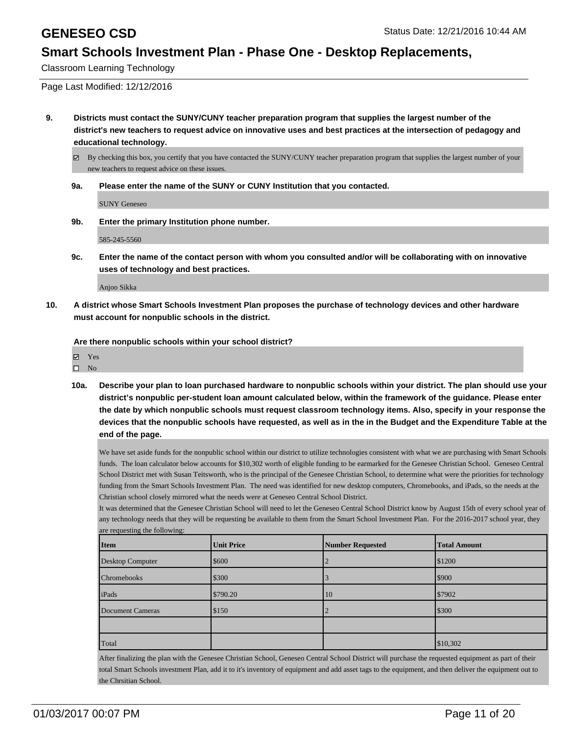**9. Districts must contact the SUNY/CUNY teacher preparation program that supplies the largest number of the district's new teachers to request advice on innovative uses and best practices at the intersection of pedagogy and educational technology.**

☑ By checking this box, you certify that you have contacted the SUNY/CUNY teacher preparation program that supplies the largest number of your new teachers to request advice on these issues.

**9a. Please enter the name of the SUNY or CUNY Institution that you contacted.**

SUNY Geneseo

**9b. Enter the primary Institution phone number.**

585-245-5560

**9c. Enter the name of the contact person with whom you consulted and/or will be collaborating with on innovative uses of technology and best practices.**

Anjoo Sikka

**10. A district whose Smart Schools Investment Plan proposes the purchase of technology devices and other hardware must account for nonpublic schools in the district.**

**Are there nonpublic schools within your school district?**

☑ Yes
☐ No

**10a. Describe your plan to loan purchased hardware to nonpublic schools within your district. The plan should use your district's nonpublic per-student loan amount calculated below, within the framework of the guidance. Please enter the date by which nonpublic schools must request classroom technology items. Also, specify in your response the devices that the nonpublic schools have requested, as well as in the in the Budget and the Expenditure Table at the end of the page.**

We have set aside funds for the nonpublic school within our district to utilize technologies consistent with what we are purchasing with Smart Schools funds. The loan calculator below accounts for $10,302 worth of eligible funding to be earmarked for the Genesee Christian School. Geneseo Central School District met with Susan Teitsworth, who is the principal of the Genesee Christian School, to determine what were the priorities for technology funding from the Smart Schools Investment Plan. The need was identified for new desktop computers, Chromebooks, and iPads, so the needs at the Christian school closely mirrored what the needs were at Geneseo Central School District.

It was determined that the Genesee Christian School will need to let the Geneseo Central School District know by August 15th of every school year of any technology needs that they will be requesting be available to them from the Smart School Investment Plan. For the 2016-2017 school year, they are requesting the following:

| Item | Unit Price | Number Requested | Total Amount |
|---|---|---|---|
| Desktop Computer | $600 | 2 | $1200 |
| Chromebooks | $300 | 3 | $900 |
| iPads | $790.20 | 10 | $7902 |
| Document Cameras | $150 | 2 | $300 |
| | | | |
| Total | | | $10,302 |

After finalizing the plan with the Genesee Christian School, Geneseo Central School District will purchase the requested equipment as part of their total Smart Schools investment Plan, add it to it's inventory of equipment and add asset tags to the equipment, and then deliver the equipment out to the Chrsitian School.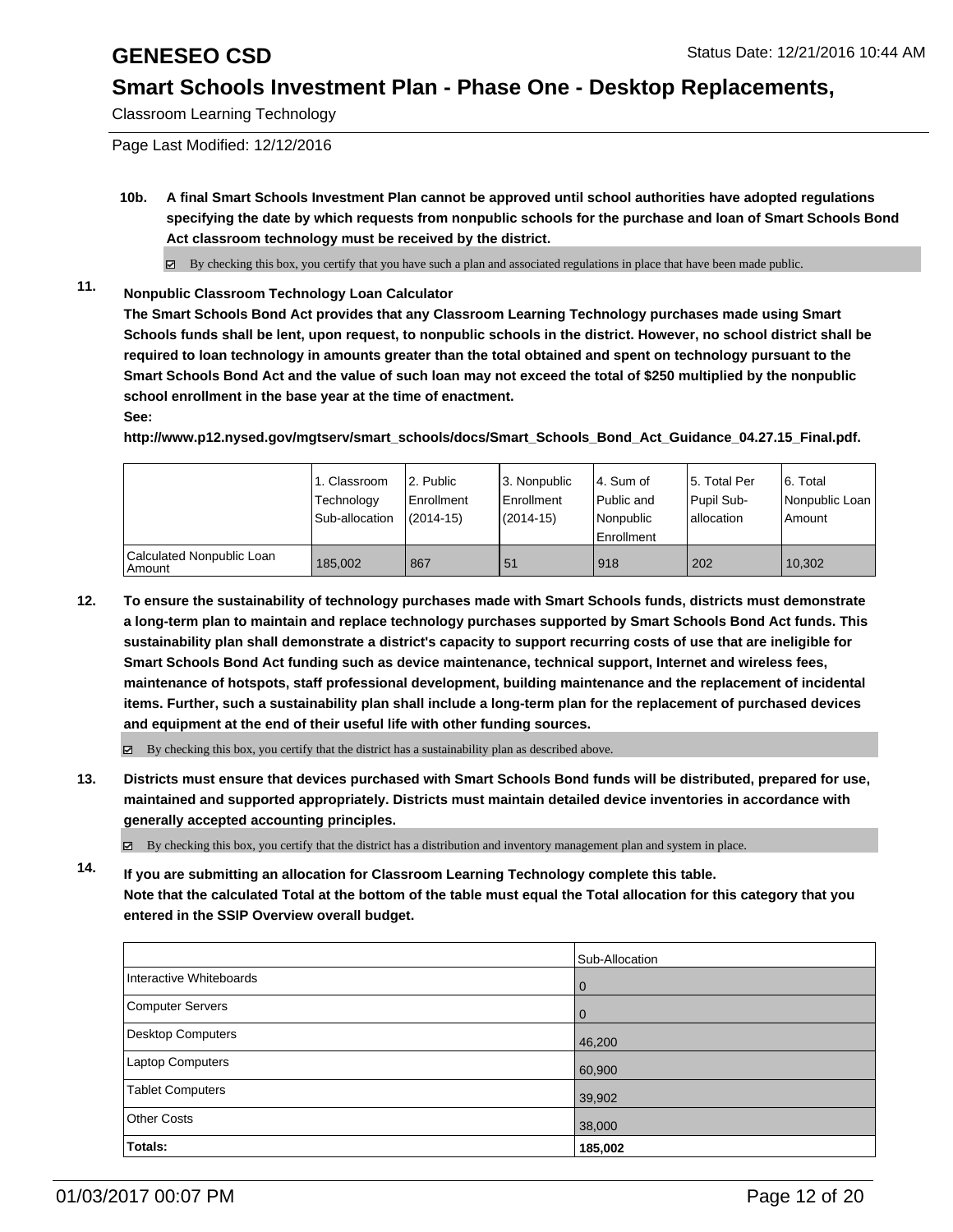**10b. A final Smart Schools Investment Plan cannot be approved until school authorities have adopted regulations specifying the date by which requests from nonpublic schools for the purchase and loan of Smart Schools Bond Act classroom technology must be received by the district.**

☑ By checking this box, you certify that you have such a plan and associated regulations in place that have been made public.

**11. Nonpublic Classroom Technology Loan Calculator**

**The Smart Schools Bond Act provides that any Classroom Learning Technology purchases made using Smart Schools funds shall be lent, upon request, to nonpublic schools in the district. However, no school district shall be required to loan technology in amounts greater than the total obtained and spent on technology pursuant to the Smart Schools Bond Act and the value of such loan may not exceed the total of $250 multiplied by the nonpublic school enrollment in the base year at the time of enactment.**

**See:**

**http://www.p12.nysed.gov/mgtserv/smart_schools/docs/Smart_Schools_Bond_Act_Guidance_04.27.15_Final.pdf.**

| | 1. Classroom Technology Sub-allocation | 2. Public Enrollment (2014-15) | 3. Nonpublic Enrollment (2014-15) | 4. Sum of Public and Nonpublic Enrollment | 5. Total Per Pupil Sub-allocation | 6. Total Nonpublic Loan Amount |
|---|---|---|---|---|---|---|
| Calculated Nonpublic Loan Amount | 185,002 | 867 | 51 | 918 | 202 | 10,302 |

**12. To ensure the sustainability of technology purchases made with Smart Schools funds, districts must demonstrate a long-term plan to maintain and replace technology purchases supported by Smart Schools Bond Act funds. This sustainability plan shall demonstrate a district's capacity to support recurring costs of use that are ineligible for Smart Schools Bond Act funding such as device maintenance, technical support, Internet and wireless fees, maintenance of hotspots, staff professional development, building maintenance and the replacement of incidental items. Further, such a sustainability plan shall include a long-term plan for the replacement of purchased devices and equipment at the end of their useful life with other funding sources.**

☑ By checking this box, you certify that the district has a sustainability plan as described above.

**13. Districts must ensure that devices purchased with Smart Schools Bond funds will be distributed, prepared for use, maintained and supported appropriately. Districts must maintain detailed device inventories in accordance with generally accepted accounting principles.**

☑ By checking this box, you certify that the district has a distribution and inventory management plan and system in place.

**14. If you are submitting an allocation for Classroom Learning Technology complete this table. Note that the calculated Total at the bottom of the table must equal the Total allocation for this category that you entered in the SSIP Overview overall budget.**

| | Sub-Allocation |
|---|---|
| Interactive Whiteboards | 0 |
| Computer Servers | 0 |
| Desktop Computers | 46,200 |
| Laptop Computers | 60,900 |
| Tablet Computers | 39,902 |
| Other Costs | 38,000 |
| **Totals:** | **185,002** |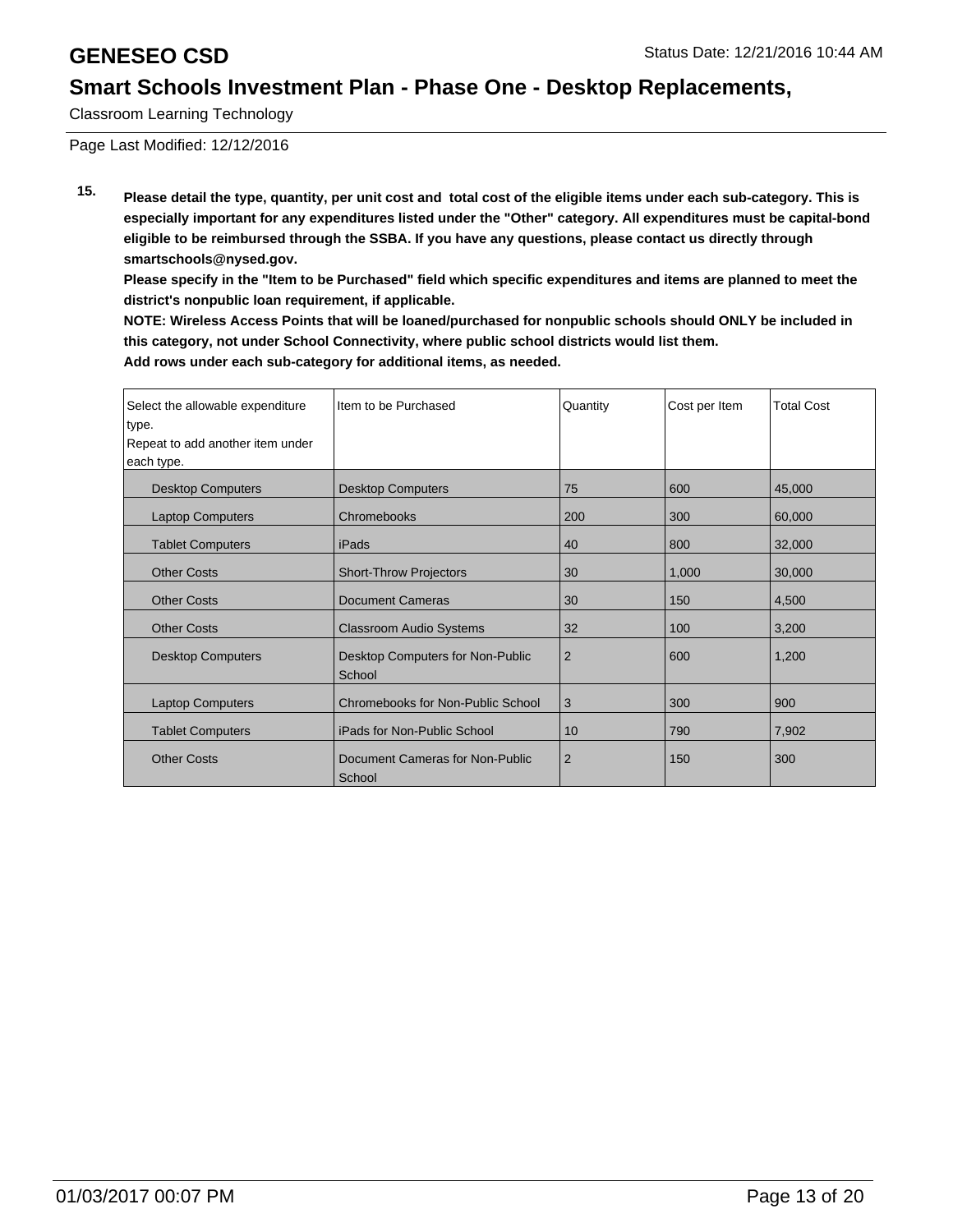**15.** **Please detail the type, quantity, per unit cost and total cost of the eligible items under each sub-category. This is especially important for any expenditures listed under the "Other" category. All expenditures must be capital-bond eligible to be reimbursed through the SSBA. If you have any questions, please contact us directly through smartschools@nysed.gov.**

**Please specify in the "Item to be Purchased" field which specific expenditures and items are planned to meet the district's nonpublic loan requirement, if applicable.**

**NOTE: Wireless Access Points that will be loaned/purchased for nonpublic schools should ONLY be included in this category, not under School Connectivity, where public school districts would list them.**

**Add rows under each sub-category for additional items, as needed.**

| Select the allowable expenditure type. Repeat to add another item under each type. | Item to be Purchased | Quantity | Cost per Item | Total Cost |
|---|---|---|---|---|
| Desktop Computers | Desktop Computers | 75 | 600 | 45,000 |
| Laptop Computers | Chromebooks | 200 | 300 | 60,000 |
| Tablet Computers | iPads | 40 | 800 | 32,000 |
| Other Costs | Short-Throw Projectors | 30 | 1,000 | 30,000 |
| Other Costs | Document Cameras | 30 | 150 | 4,500 |
| Other Costs | Classroom Audio Systems | 32 | 100 | 3,200 |
| Desktop Computers | Desktop Computers for Non-Public School | 2 | 600 | 1,200 |
| Laptop Computers | Chromebooks for Non-Public School | 3 | 300 | 900 |
| Tablet Computers | iPads for Non-Public School | 10 | 790 | 7,902 |
| Other Costs | Document Cameras for Non-Public School | 2 | 150 | 300 |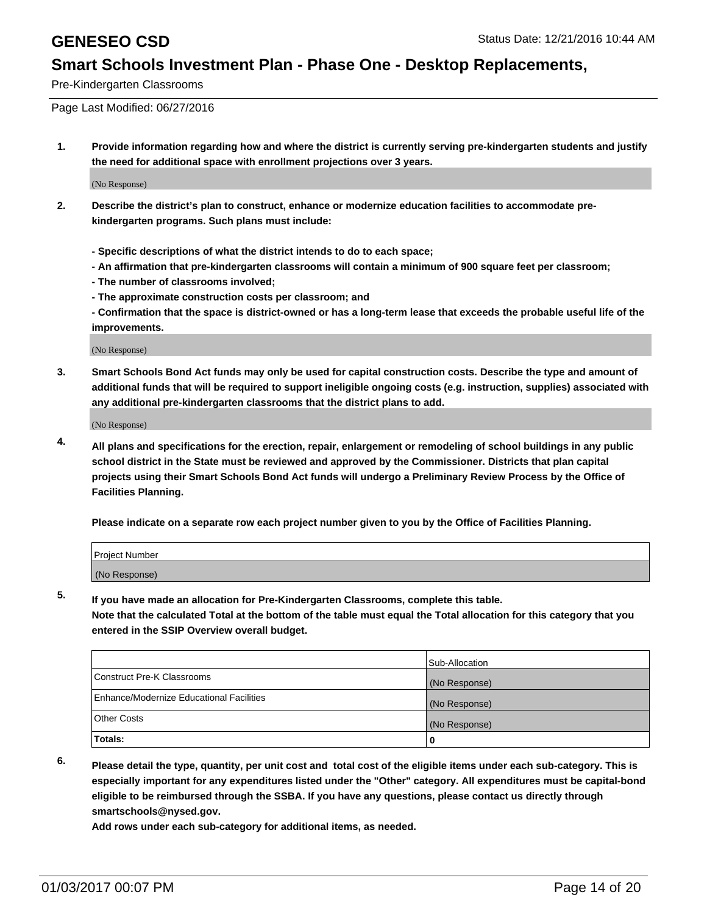# GENESEO CSD

Status Date: 12/21/2016 10:44 AM

## Smart Schools Investment Plan - Phase One - Desktop Replacements,

Pre-Kindergarten Classrooms

Page Last Modified: 06/27/2016

1. **Provide information regarding how and where the district is currently serving pre-kindergarten students and justify the need for additional space with enrollment projections over 3 years.**

   (No Response)

2. **Describe the district's plan to construct, enhance or modernize education facilities to accommodate pre-kindergarten programs. Such plans must include:**

   **- Specific descriptions of what the district intends to do to each space;**
   **- An affirmation that pre-kindergarten classrooms will contain a minimum of 900 square feet per classroom;**
   **- The number of classrooms involved;**
   **- The approximate construction costs per classroom; and**
   **- Confirmation that the space is district-owned or has a long-term lease that exceeds the probable useful life of the improvements.**

   (No Response)

3. **Smart Schools Bond Act funds may only be used for capital construction costs. Describe the type and amount of additional funds that will be required to support ineligible ongoing costs (e.g. instruction, supplies) associated with any additional pre-kindergarten classrooms that the district plans to add.**

   (No Response)

4. **All plans and specifications for the erection, repair, enlargement or remodeling of school buildings in any public school district in the State must be reviewed and approved by the Commissioner. Districts that plan capital projects using their Smart Schools Bond Act funds will undergo a Preliminary Review Process by the Office of Facilities Planning.**

   **Please indicate on a separate row each project number given to you by the Office of Facilities Planning.**

| Project Number |
|---|
| (No Response) |

5. **If you have made an allocation for Pre-Kindergarten Classrooms, complete this table.**
   **Note that the calculated Total at the bottom of the table must equal the Total allocation for this category that you entered in the SSIP Overview overall budget.**

| | Sub-Allocation |
|---|---|
| Construct Pre-K Classrooms | (No Response) |
| Enhance/Modernize Educational Facilities | (No Response) |
| Other Costs | (No Response) |
| **Totals:** | **0** |

6. **Please detail the type, quantity, per unit cost and total cost of the eligible items under each sub-category. This is especially important for any expenditures listed under the "Other" category. All expenditures must be capital-bond eligible to be reimbursed through the SSBA. If you have any questions, please contact us directly through smartschools@nysed.gov.**

   **Add rows under each sub-category for additional items, as needed.**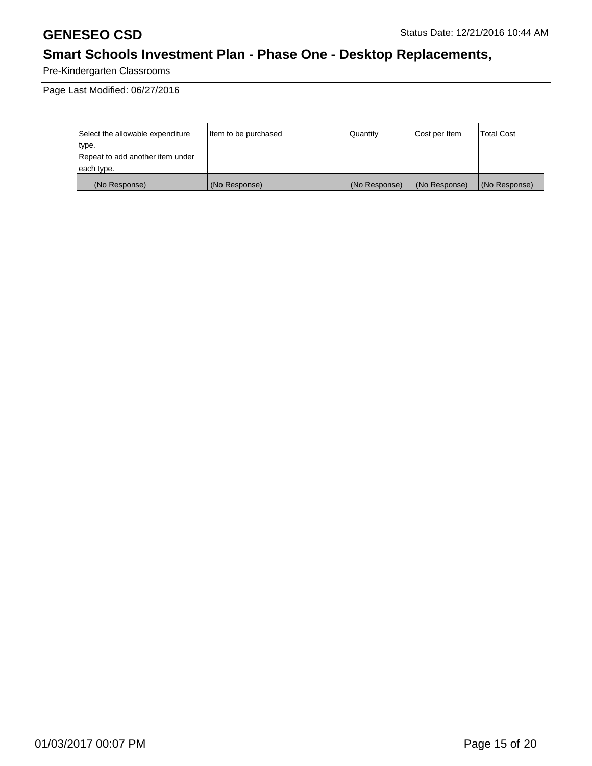Pre-Kindergarten Classrooms

Page Last Modified: 06/27/2016

| Select the allowable expenditure type. Repeat to add another item under each type. | Item to be purchased | Quantity | Cost per Item | Total Cost |
|---|---|---|---|---|
| (No Response) | (No Response) | (No Response) | (No Response) | (No Response) |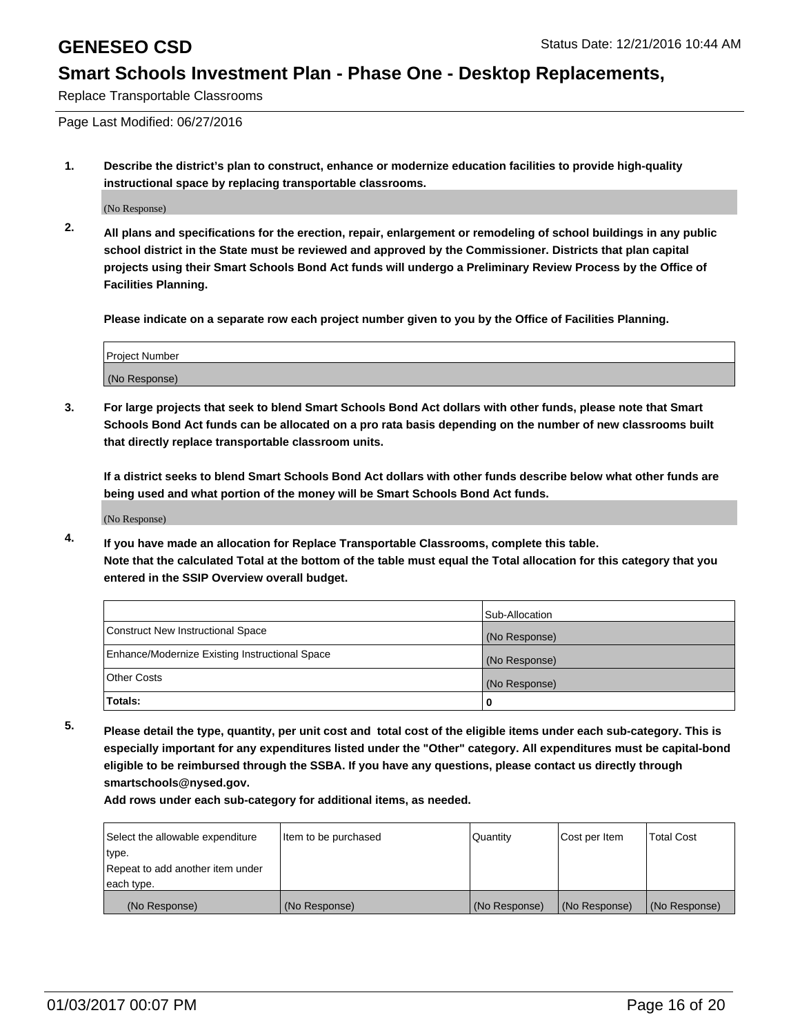# GENESEO CSD

Status Date: 12/21/2016 10:44 AM

## Smart Schools Investment Plan - Phase One - Desktop Replacements,

Replace Transportable Classrooms

Page Last Modified: 06/27/2016

**1. Describe the district's plan to construct, enhance or modernize education facilities to provide high-quality instructional space by replacing transportable classrooms.**

(No Response)

**2. All plans and specifications for the erection, repair, enlargement or remodeling of school buildings in any public school district in the State must be reviewed and approved by the Commissioner. Districts that plan capital projects using their Smart Schools Bond Act funds will undergo a Preliminary Review Process by the Office of Facilities Planning.**

**Please indicate on a separate row each project number given to you by the Office of Facilities Planning.**

| Project Number |
|---|
| (No Response) |

**3. For large projects that seek to blend Smart Schools Bond Act dollars with other funds, please note that Smart Schools Bond Act funds can be allocated on a pro rata basis depending on the number of new classrooms built that directly replace transportable classroom units.**

**If a district seeks to blend Smart Schools Bond Act dollars with other funds describe below what other funds are being used and what portion of the money will be Smart Schools Bond Act funds.**

(No Response)

**4. If you have made an allocation for Replace Transportable Classrooms, complete this table. Note that the calculated Total at the bottom of the table must equal the Total allocation for this category that you entered in the SSIP Overview overall budget.**

| | Sub-Allocation |
|---|---|
| Construct New Instructional Space | (No Response) |
| Enhance/Modernize Existing Instructional Space | (No Response) |
| Other Costs | (No Response) |
| **Totals:** | **0** |

**5. Please detail the type, quantity, per unit cost and total cost of the eligible items under each sub-category. This is especially important for any expenditures listed under the "Other" category. All expenditures must be capital-bond eligible to be reimbursed through the SSBA. If you have any questions, please contact us directly through smartschools@nysed.gov.**

**Add rows under each sub-category for additional items, as needed.**

| Select the allowable expenditure type. Repeat to add another item under each type. | Item to be purchased | Quantity | Cost per Item | Total Cost |
|---|---|---|---|---|
| (No Response) | (No Response) | (No Response) | (No Response) | (No Response) |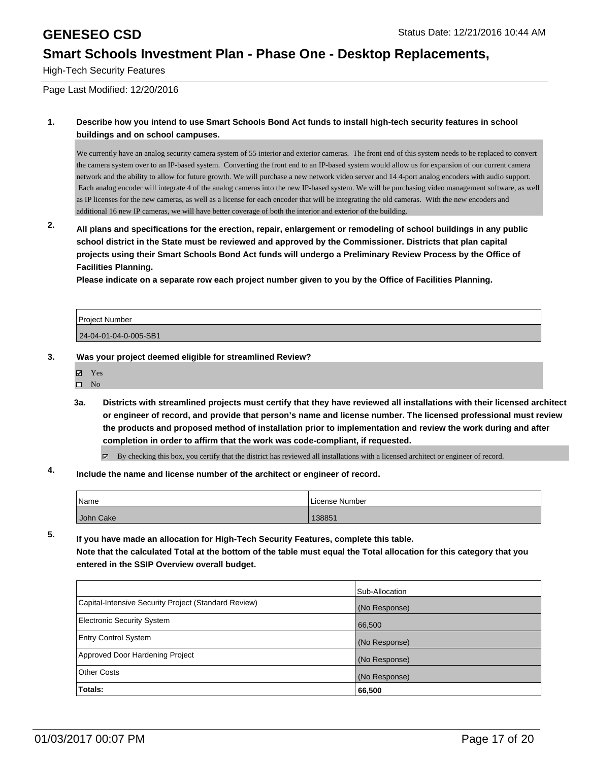# GENESEO CSD

Status Date: 12/21/2016 10:44 AM

## Smart Schools Investment Plan - Phase One - Desktop Replacements, High-Tech Security Features

Page Last Modified: 12/20/2016

**1. Describe how you intend to use Smart Schools Bond Act funds to install high-tech security features in school buildings and on school campuses.**

We currently have an analog security camera system of 55 interior and exterior cameras. The front end of this system needs to be replaced to convert the camera system over to an IP-based system. Converting the front end to an IP-based system would allow us for expansion of our current camera network and the ability to allow for future growth. We will purchase a new network video server and 14 4-port analog encoders with audio support. Each analog encoder will integrate 4 of the analog cameras into the new IP-based system. We will be purchasing video management software, as well as IP licenses for the new cameras, as well as a license for each encoder that will be integrating the old cameras. With the new encoders and additional 16 new IP cameras, we will have better coverage of both the interior and exterior of the building.

**2. All plans and specifications for the erection, repair, enlargement or remodeling of school buildings in any public school district in the State must be reviewed and approved by the Commissioner. Districts that plan capital projects using their Smart Schools Bond Act funds will undergo a Preliminary Review Process by the Office of Facilities Planning.**
**Please indicate on a separate row each project number given to you by the Office of Facilities Planning.**

| Project Number |
|---|
| 24-04-01-04-0-005-SB1 |

**3. Was your project deemed eligible for streamlined Review?**

- ☑ Yes
- ☐ No

**3a. Districts with streamlined projects must certify that they have reviewed all installations with their licensed architect or engineer of record, and provide that person's name and license number. The licensed professional must review the products and proposed method of installation prior to implementation and review the work during and after completion in order to affirm that the work was code-compliant, if requested.**

☑ By checking this box, you certify that the district has reviewed all installations with a licensed architect or engineer of record.

**4. Include the name and license number of the architect or engineer of record.**

| Name | License Number |
|---|---|
| John Cake | 138851 |

**5. If you have made an allocation for High-Tech Security Features, complete this table.**
**Note that the calculated Total at the bottom of the table must equal the Total allocation for this category that you entered in the SSIP Overview overall budget.**

| | Sub-Allocation |
|---|---|
| Capital-Intensive Security Project (Standard Review) | (No Response) |
| Electronic Security System | 66,500 |
| Entry Control System | (No Response) |
| Approved Door Hardening Project | (No Response) |
| Other Costs | (No Response) |
| **Totals:** | **66,500** |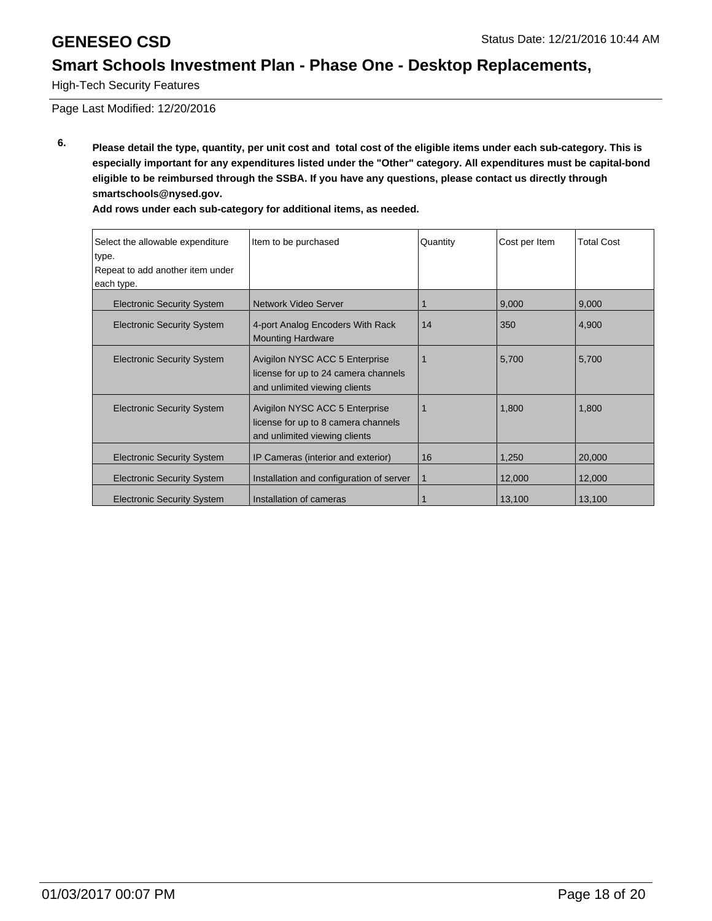**6. Please detail the type, quantity, per unit cost and total cost of the eligible items under each sub-category. This is especially important for any expenditures listed under the "Other" category. All expenditures must be capital-bond eligible to be reimbursed through the SSBA. If you have any questions, please contact us directly through smartschools@nysed.gov.**

**Add rows under each sub-category for additional items, as needed.**

| Select the allowable expenditure type. Repeat to add another item under each type. | Item to be purchased | Quantity | Cost per Item | Total Cost |
|---|---|---|---|---|
| Electronic Security System | Network Video Server | 1 | 9,000 | 9,000 |
| Electronic Security System | 4-port Analog Encoders With Rack Mounting Hardware | 14 | 350 | 4,900 |
| Electronic Security System | Avigilon NYSC ACC 5 Enterprise license for up to 24 camera channels and unlimited viewing clients | 1 | 5,700 | 5,700 |
| Electronic Security System | Avigilon NYSC ACC 5 Enterprise license for up to 8 camera channels and unlimited viewing clients | 1 | 1,800 | 1,800 |
| Electronic Security System | IP Cameras (interior and exterior) | 16 | 1,250 | 20,000 |
| Electronic Security System | Installation and configuration of server | 1 | 12,000 | 12,000 |
| Electronic Security System | Installation of cameras | 1 | 13,100 | 13,100 |